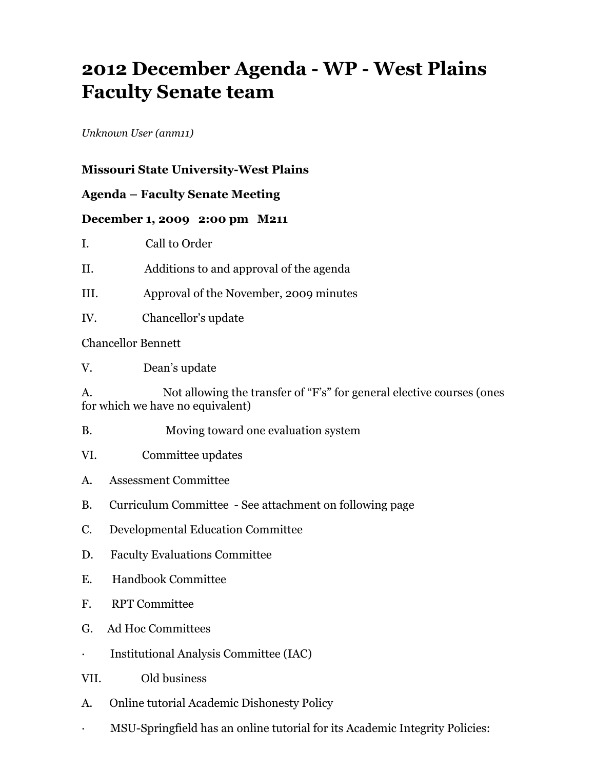# 2012 December Agenda - WP - West Plains Faculty Senate team

*Unknown User (anm11)*

**Missouri State University-West Plains**

**Agenda – Faculty Senate Meeting**

**December 1, 2009 2:00 pm M211**

I. Call to Order

II. Additions to and approval of the agenda

III. Approval of the November, 2009 minutes

IV. Chancellor's update

Chancellor Bennett

V. Dean's update

A. Not allowing the transfer of "F's" for general elective courses (ones for which we have no equivalent)

B. Moving toward one evaluation system

VI. Committee updates

A. Assessment Committee

B. Curriculum Committee - See attachment on following page

C. Developmental Education Committee

D. Faculty Evaluations Committee

E. Handbook Committee

F. RPT Committee

G. Ad Hoc Committees

· Institutional Analysis Committee (IAC)

VII. Old business

A. Online tutorial Academic Dishonesty Policy

· MSU-Springfield has an online tutorial for its Academic Integrity Policies: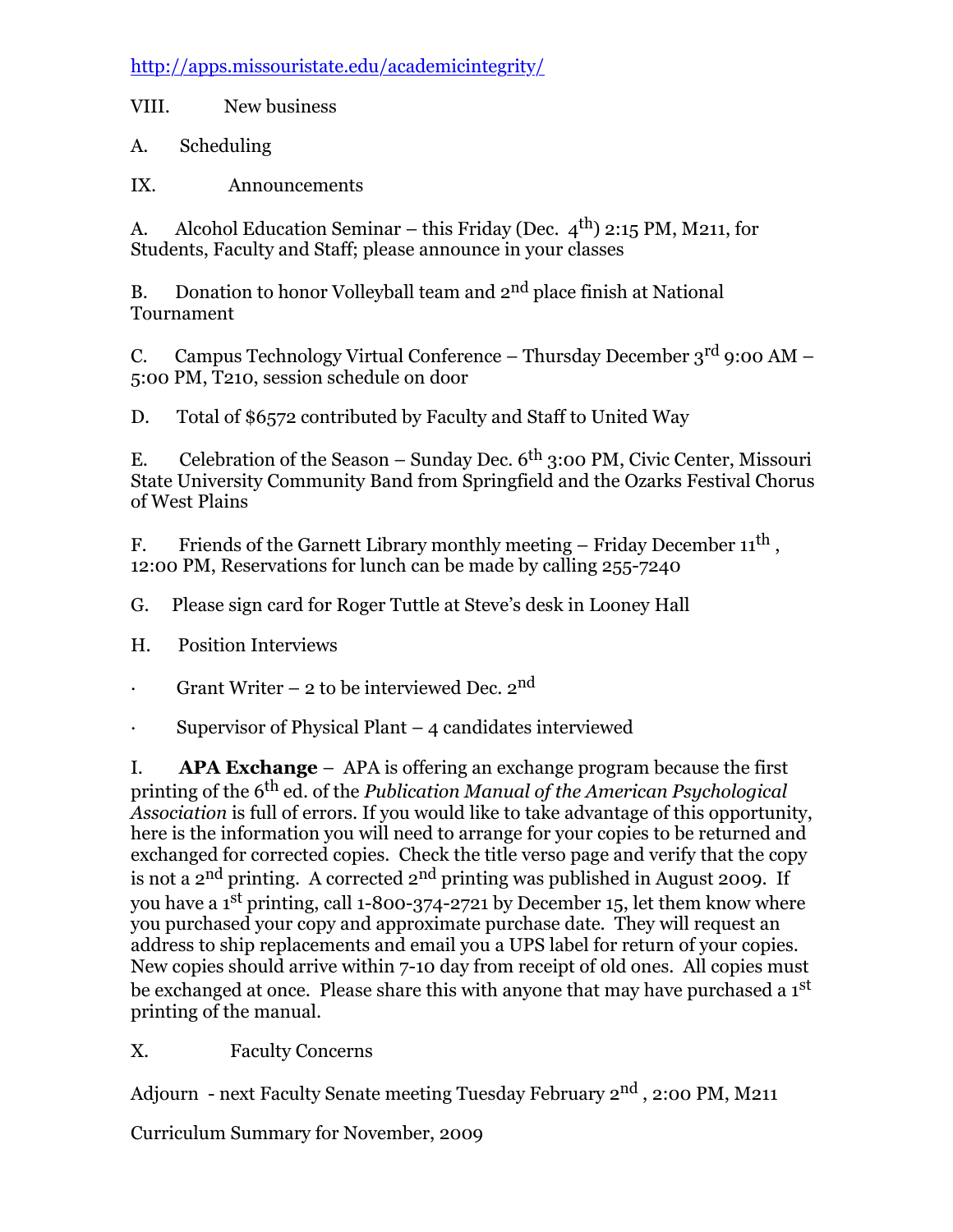http://apps.missouristate.edu/academicintegrity/

VIII. New business

A. Scheduling

IX. Announcements

A. Alcohol Education Seminar – this Friday (Dec. 4th) 2:15 PM, M211, for Students, Faculty and Staff; please announce in your classes

B. Donation to honor Volleyball team and 2nd place finish at National Tournament

C. Campus Technology Virtual Conference – Thursday December 3rd 9:00 AM – 5:00 PM, T210, session schedule on door

D. Total of $6572 contributed by Faculty and Staff to United Way

E. Celebration of the Season – Sunday Dec. 6th 3:00 PM, Civic Center, Missouri State University Community Band from Springfield and the Ozarks Festival Chorus of West Plains

F. Friends of the Garnett Library monthly meeting – Friday December 11th , 12:00 PM, Reservations for lunch can be made by calling 255-7240

G. Please sign card for Roger Tuttle at Steve's desk in Looney Hall

H. Position Interviews

- Grant Writer – 2 to be interviewed Dec. 2nd
- Supervisor of Physical Plant – 4 candidates interviewed

I. **APA Exchange** – APA is offering an exchange program because the first printing of the 6th ed. of the *Publication Manual of the American Psychological Association* is full of errors. If you would like to take advantage of this opportunity, here is the information you will need to arrange for your copies to be returned and exchanged for corrected copies. Check the title verso page and verify that the copy is not a 2nd printing. A corrected 2nd printing was published in August 2009. If you have a 1st printing, call 1-800-374-2721 by December 15, let them know where you purchased your copy and approximate purchase date. They will request an address to ship replacements and email you a UPS label for return of your copies. New copies should arrive within 7-10 day from receipt of old ones. All copies must be exchanged at once. Please share this with anyone that may have purchased a 1st printing of the manual.

X. Faculty Concerns

Adjourn - next Faculty Senate meeting Tuesday February 2nd , 2:00 PM, M211

Curriculum Summary for November, 2009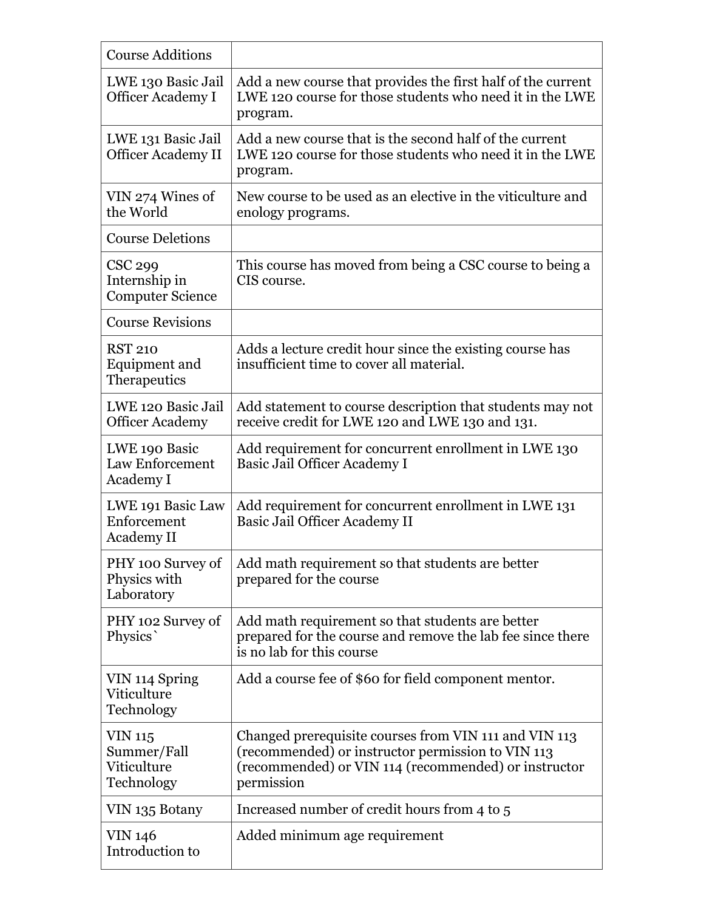| Course Additions | |
|---|---|
| LWE 130 Basic Jail Officer Academy I | Add a new course that provides the first half of the current LWE 120 course for those students who need it in the LWE program. |
| LWE 131 Basic Jail Officer Academy II | Add a new course that is the second half of the current LWE 120 course for those students who need it in the LWE program. |
| VIN 274 Wines of the World | New course to be used as an elective in the viticulture and enology programs. |
| Course Deletions | |
| CSC 299 Internship in Computer Science | This course has moved from being a CSC course to being a CIS course. |
| Course Revisions | |
| RST 210 Equipment and Therapeutics | Adds a lecture credit hour since the existing course has insufficient time to cover all material. |
| LWE 120 Basic Jail Officer Academy | Add statement to course description that students may not receive credit for LWE 120 and LWE 130 and 131. |
| LWE 190 Basic Law Enforcement Academy I | Add requirement for concurrent enrollment in LWE 130 Basic Jail Officer Academy I |
| LWE 191 Basic Law Enforcement Academy II | Add requirement for concurrent enrollment in LWE 131 Basic Jail Officer Academy II |
| PHY 100 Survey of Physics with Laboratory | Add math requirement so that students are better prepared for the course |
| PHY 102 Survey of Physics` | Add math requirement so that students are better prepared for the course and remove the lab fee since there is no lab for this course |
| VIN 114 Spring Viticulture Technology | Add a course fee of $60 for field component mentor. |
| VIN 115 Summer/Fall Viticulture Technology | Changed prerequisite courses from VIN 111 and VIN 113 (recommended) or instructor permission to VIN 113 (recommended) or VIN 114 (recommended) or instructor permission |
| VIN 135 Botany | Increased number of credit hours from 4 to 5 |
| VIN 146 Introduction to | Added minimum age requirement |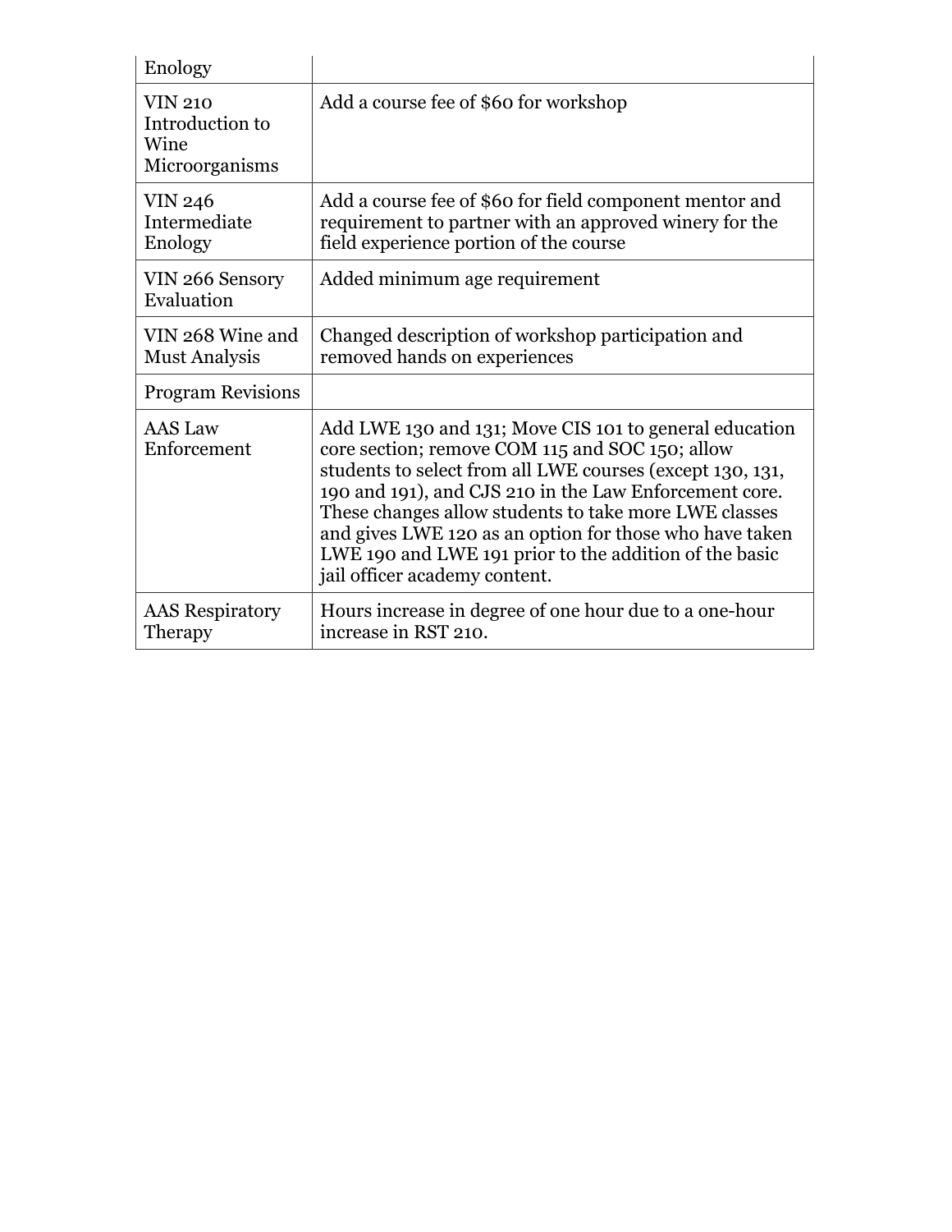| | |
|---|---|
| Enology | |
| VIN 210 Introduction to Wine Microorganisms | Add a course fee of $60 for workshop |
| VIN 246 Intermediate Enology | Add a course fee of $60 for field component mentor and requirement to partner with an approved winery for the field experience portion of the course |
| VIN 266 Sensory Evaluation | Added minimum age requirement |
| VIN 268 Wine and Must Analysis | Changed description of workshop participation and removed hands on experiences |
| Program Revisions | |
| AAS Law Enforcement | Add LWE 130 and 131; Move CIS 101 to general education core section; remove COM 115 and SOC 150; allow students to select from all LWE courses (except 130, 131, 190 and 191), and CJS 210 in the Law Enforcement core. These changes allow students to take more LWE classes and gives LWE 120 as an option for those who have taken LWE 190 and LWE 191 prior to the addition of the basic jail officer academy content. |
| AAS Respiratory Therapy | Hours increase in degree of one hour due to a one-hour increase in RST 210. |